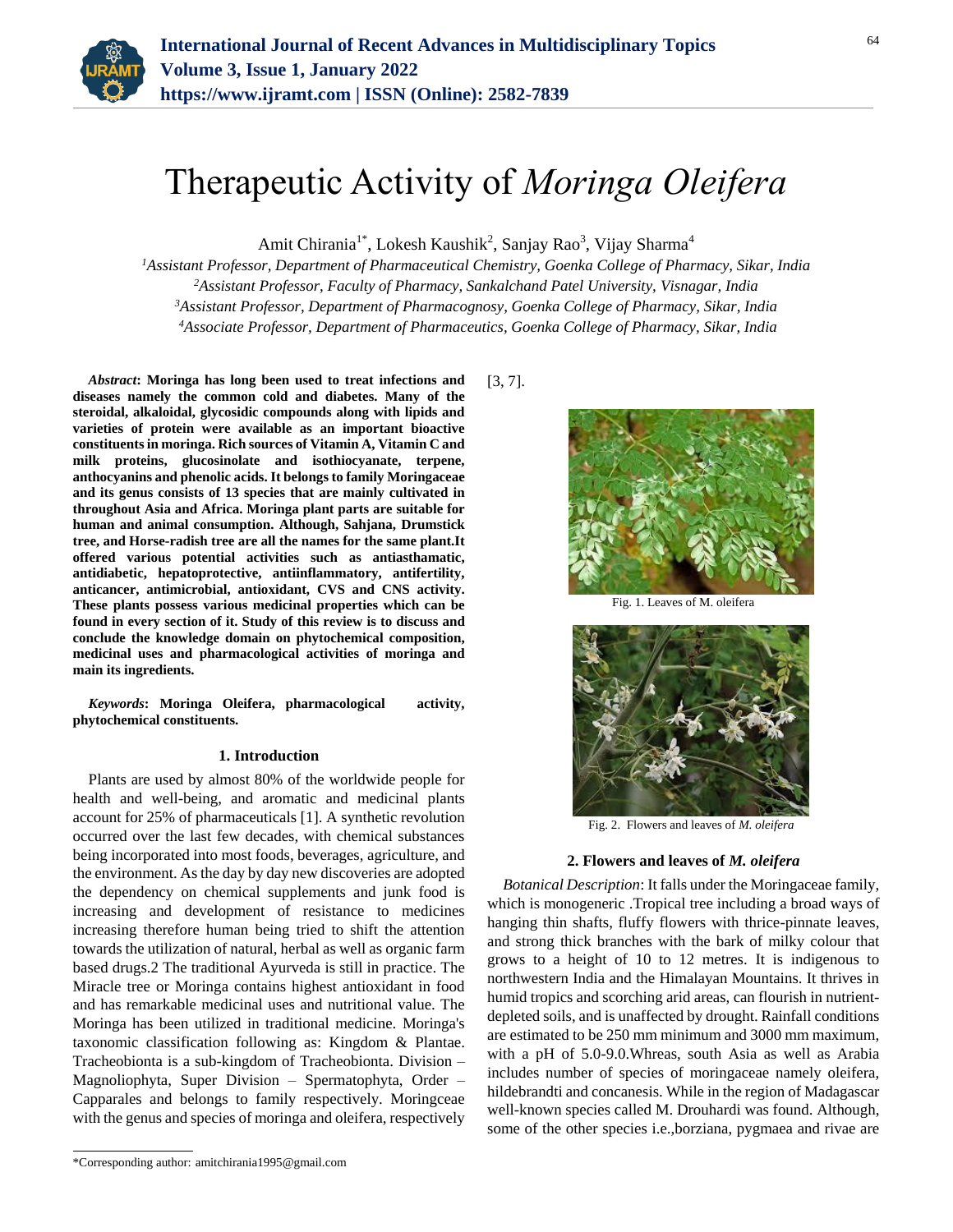# Therapeutic Activity of *Moringa Oleifera*

Amit Chirania[1*], Lokesh Kaushik[2], Sanjay Rao[3], Vijay Sharma[4]

[1]*Assistant Professor, Department of Pharmaceutical Chemistry, Goenka College of Pharmacy, Sikar, India*
[2]*Assistant Professor, Faculty of Pharmacy, Sankalchand Patel University, Visnagar, India*
[3]*Assistant Professor, Department of Pharmacognosy, Goenka College of Pharmacy, Sikar, India*
[4]*Associate Professor, Department of Pharmaceutics, Goenka College of Pharmacy, Sikar, India*

***Abstract*: Moringa has long been used to treat infections and diseases namely the common cold and diabetes. Many of the steroidal, alkaloidal, glycosidic compounds along with lipids and varieties of protein were available as an important bioactive constituents in moringa. Rich sources of Vitamin A, Vitamin C and milk proteins, glucosinolate and isothiocyanate, terpene, anthocyanins and phenolic acids. It belongs to family Moringaceae and its genus consists of 13 species that are mainly cultivated in throughout Asia and Africa. Moringa plant parts are suitable for human and animal consumption. Although, Sahjana, Drumstick tree, and Horse-radish tree are all the names for the same plant.It offered various potential activities such as antiasthamatic, antidiabetic, hepatoprotective, antiinflammatory, antifertility, anticancer, antimicrobial, antioxidant, CVS and CNS activity. These plants possess various medicinal properties which can be found in every section of it. Study of this review is to discuss and conclude the knowledge domain on phytochemical composition, medicinal uses and pharmacological activities of moringa and main its ingredients.**

***Keywords*: Moringa Oleifera, pharmacological activity, phytochemical constituents.**

## 1. Introduction

Plants are used by almost 80% of the worldwide people for health and well-being, and aromatic and medicinal plants account for 25% of pharmaceuticals [1]. A synthetic revolution occurred over the last few decades, with chemical substances being incorporated into most foods, beverages, agriculture, and the environment. As the day by day new discoveries are adopted the dependency on chemical supplements and junk food is increasing and development of resistance to medicines increasing therefore human being tried to shift the attention towards the utilization of natural, herbal as well as organic farm based drugs.2 The traditional Ayurveda is still in practice. The Miracle tree or Moringa contains highest antioxidant in food and has remarkable medicinal uses and nutritional value. The Moringa has been utilized in traditional medicine. Moringa's taxonomic classification following as: Kingdom & Plantae. Tracheobionta is a sub-kingdom of Tracheobionta. Division – Magnoliophyta, Super Division – Spermatophyta, Order – Capparales and belongs to family respectively. Moringceae with the genus and species of moringa and oleifera, respectively [3, 7].

Fig. 1. Leaves of M. oleifera

Fig. 2. Flowers and leaves of *M. oleifera*

## 2. Flowers and leaves of *M. oleifera*

*Botanical Description*: It falls under the Moringaceae family, which is monogeneric .Tropical tree including a broad ways of hanging thin shafts, fluffy flowers with thrice-pinnate leaves, and strong thick branches with the bark of milky colour that grows to a height of 10 to 12 metres. It is indigenous to northwestern India and the Himalayan Mountains. It thrives in humid tropics and scorching arid areas, can flourish in nutrient-depleted soils, and is unaffected by drought. Rainfall conditions are estimated to be 250 mm minimum and 3000 mm maximum, with a pH of 5.0-9.0.Whreas, south Asia as well as Arabia includes number of species of moringaceae namely oleifera, hildebrandti and concanesis. While in the region of Madagascar well-known species called M. Drouhardi was found. Although, some of the other species i.e.,borziana, pygmaea and rivae are

\*Corresponding author: amitchirania1995@gmail.com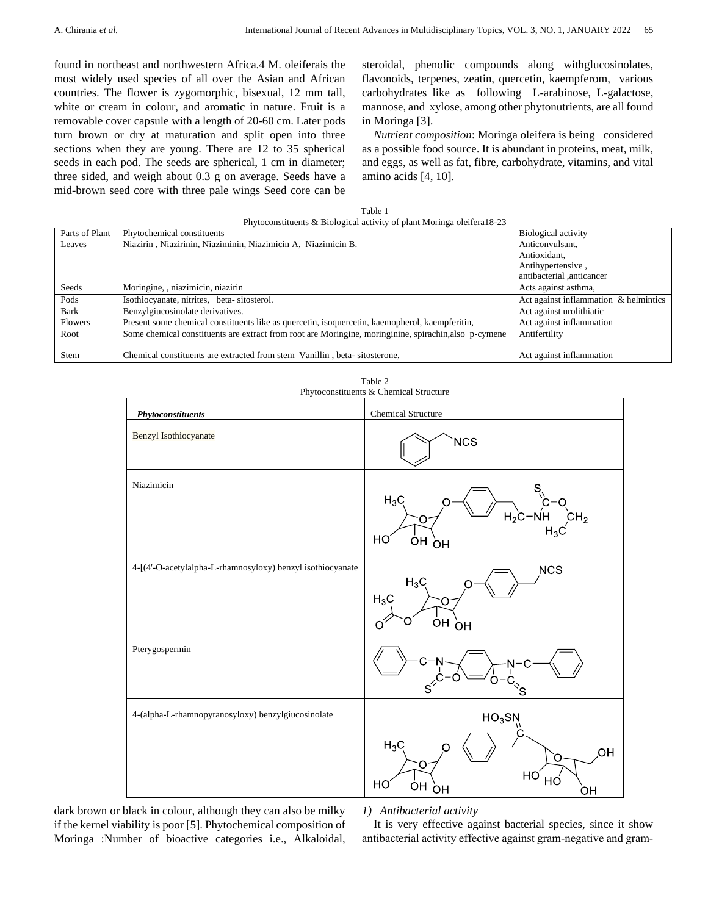found in northeast and northwestern Africa.4 M. oleiferais the most widely used species of all over the Asian and African countries. The flower is zygomorphic, bisexual, 12 mm tall, white or cream in colour, and aromatic in nature. Fruit is a removable cover capsule with a length of 20-60 cm. Later pods turn brown or dry at maturation and split open into three sections when they are young. There are 12 to 35 spherical seeds in each pod. The seeds are spherical, 1 cm in diameter; three sided, and weigh about 0.3 g on average. Seeds have a mid-brown seed core with three pale wings Seed core can be dark brown or black in colour, although they can also be milky if the kernel viability is poor [5]. Phytochemical composition of Moringa :Number of bioactive categories i.e., Alkaloidal, steroidal, phenolic compounds along withglucosinolates, flavonoids, terpenes, zeatin, quercetin, kaempferom, various carbohydrates like as following L-arabinose, L-galactose, mannose, and xylose, among other phytonutrients, are all found in Moringa [3].

*Nutrient composition*: Moringa oleifera is being considered as a possible food source. It is abundant in proteins, meat, milk, and eggs, as well as fat, fibre, carbohydrate, vitamins, and vital amino acids [4, 10].

Table 1
Phytoconstituents & Biological activity of plant Moringa oleifera18-23

| Parts of Plant | Phytochemical constituents | Biological activity |
|---|---|---|
| Leaves | Niazirin , Niazirinin, Niaziminin, Niazimicin A, Niazimicin B. | Anticonvulsant, Antioxidant, Antihypertensive , antibacterial ,anticancer |
| Seeds | Moringine, , niazimicin, niazirin | Acts against asthma, |
| Pods | Isothiocyanate, nitrites, beta- sitosterol. | Act against inflammation & helmintics |
| Bark | Benzylgiucosinolate derivatives. | Act against urolithiatic |
| Flowers | Present some chemical constituents like as quercetin, isoquercetin, kaemopherol, kaempferitin, | Act against inflammation |
| Root | Some chemical constituents are extract from root are Moringine, moringinine, spirachin,also p-cymene | Antifertility |
| Stem | Chemical constituents are extracted from stem Vanillin , beta- sitosterone, | Act against inflammation |

Table 2
Phytoconstituents & Chemical Structure

| ***Phytoconstituents*** | Chemical Structure |
|---|---|
| Benzyl Isothiocyanate | |
| Niazimicin | |
| 4-[(4'-O-acetylalpha-L-rhamnosyloxy) benzyl isothiocyanate | |
| Pterygospermin | |
| 4-(alpha-L-rhamnopyranosyloxy) benzylgiucosinolate | |

1) *Antibacterial activity*

It is very effective against bacterial species, since it show antibacterial activity effective against gram-negative and gram-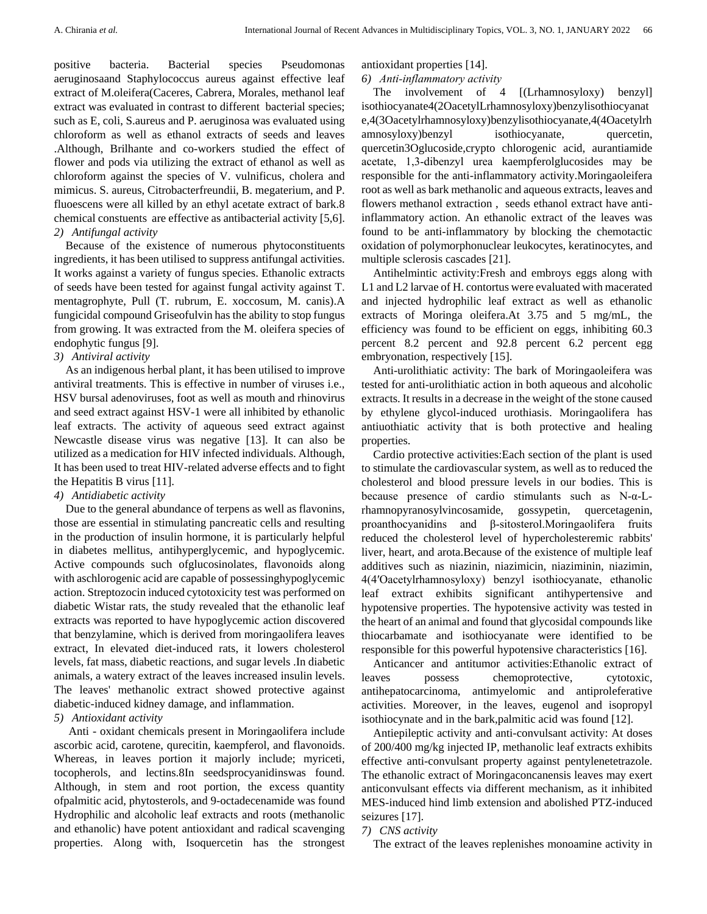positive bacteria. Bacterial species Pseudomonas aeruginosaand Staphylococcus aureus against effective leaf extract of M.oleifera(Caceres, Cabrera, Morales, methanol leaf extract was evaluated in contrast to different bacterial species; such as E, coli, S.aureus and P. aeruginosa was evaluated using chloroform as well as ethanol extracts of seeds and leaves .Although, Brilhante and co-workers studied the effect of flower and pods via utilizing the extract of ethanol as well as chloroform against the species of V. vulnificus, cholera and mimicus. S. aureus, Citrobacterfreundii, B. megaterium, and P. fluoescens were all killed by an ethyl acetate extract of bark.8 chemical constuents are effective as antibacterial activity [5,6].

### 2) Antifungal activity

Because of the existence of numerous phytoconstituents ingredients, it has been utilised to suppress antifungal activities. It works against a variety of fungus species. Ethanolic extracts of seeds have been tested for against fungal activity against T. mentagrophyte, Pull (T. rubrum, E. xoccosum, M. canis).A fungicidal compound Griseofulvin has the ability to stop fungus from growing. It was extracted from the M. oleifera species of endophytic fungus [9].

### 3) Antiviral activity

As an indigenous herbal plant, it has been utilised to improve antiviral treatments. This is effective in number of viruses i.e., HSV bursal adenoviruses, foot as well as mouth and rhinovirus and seed extract against HSV-1 were all inhibited by ethanolic leaf extracts. The activity of aqueous seed extract against Newcastle disease virus was negative [13]. It can also be utilized as a medication for HIV infected individuals. Although, It has been used to treat HIV-related adverse effects and to fight the Hepatitis B virus [11].

### 4) Antidiabetic activity

Due to the general abundance of terpens as well as flavonins, those are essential in stimulating pancreatic cells and resulting in the production of insulin hormone, it is particularly helpful in diabetes mellitus, antihyperglycemic, and hypoglycemic. Active compounds such ofglucosinolates, flavonoids along with aschlorogenic acid are capable of possessinghypoglycemic action. Streptozocin induced cytotoxicity test was performed on diabetic Wistar rats, the study revealed that the ethanolic leaf extracts was reported to have hypoglycemic action discovered that benzylamine, which is derived from moringaolifera leaves extract, In elevated diet-induced rats, it lowers cholesterol levels, fat mass, diabetic reactions, and sugar levels .In diabetic animals, a watery extract of the leaves increased insulin levels. The leaves' methanolic extract showed protective against diabetic-induced kidney damage, and inflammation.

### 5) Antioxidant activity

Anti - oxidant chemicals present in Moringaolifera include ascorbic acid, carotene, qurecitin, kaempferol, and flavonoids. Whereas, in leaves portion it majorly include; myriceti, tocopherols, and lectins.8In seedsprocyanidinswas found. Although, in stem and root portion, the excess quantity ofpalmitic acid, phytosterols, and 9-octadecenamide was found Hydrophilic and alcoholic leaf extracts and roots (methanolic and ethanolic) have potent antioxidant and radical scavenging properties. Along with, Isoquercetin has the strongest antioxidant properties [14].

### 6) Anti-inflammatory activity

The involvement of 4 [(Lrhamnosyloxy) benzyl] isothiocyanate4(2OacetylLrhamnosyloxy)benzylisothiocyanate,4(3Oacetylrhamnosyloxy)benzylisothiocyanate,4(4Oacetylrhamnosyloxy)benzyl isothiocyanate, quercetin, quercetin3Oglucoside,crypto chlorogenic acid, aurantiamide acetate, 1,3-dibenzyl urea kaempferolglucosides may be responsible for the anti-inflammatory activity.Moringaoleifera root as well as bark methanolic and aqueous extracts, leaves and flowers methanol extraction , seeds ethanol extract have anti-inflammatory action. An ethanolic extract of the leaves was found to be anti-inflammatory by blocking the chemotactic oxidation of polymorphonuclear leukocytes, keratinocytes, and multiple sclerosis cascades [21].

Antihelmintic activity:Fresh and embroys eggs along with L1 and L2 larvae of H. contortus were evaluated with macerated and injected hydrophilic leaf extract as well as ethanolic extracts of Moringa oleifera.At 3.75 and 5 mg/mL, the efficiency was found to be efficient on eggs, inhibiting 60.3 percent 8.2 percent and 92.8 percent 6.2 percent egg embryonation, respectively [15].

Anti-urolithiatic activity: The bark of Moringaoleifera was tested for anti-urolithiatic action in both aqueous and alcoholic extracts. It results in a decrease in the weight of the stone caused by ethylene glycol-induced urothiasis. Moringaolifera has antiuothiatic activity that is both protective and healing properties.

Cardio protective activities:Each section of the plant is used to stimulate the cardiovascular system, as well as to reduced the cholesterol and blood pressure levels in our bodies. This is because presence of cardio stimulants such as N-α-L-rhamnopyranosylvincosamide, gossypetin, quercetagenin, proanthocyanidins and β-sitosterol.Moringaolifera fruits reduced the cholesterol level of hypercholesteremic rabbits' liver, heart, and arota.Because of the existence of multiple leaf additives such as niazinin, niazimicin, niaziminin, niazimin, 4(4′Oacetylrhamnosyloxy) benzyl isothiocyanate, ethanolic leaf extract exhibits significant antihypertensive and hypotensive properties. The hypotensive activity was tested in the heart of an animal and found that glycosidal compounds like thiocarbamate and isothiocyanate were identified to be responsible for this powerful hypotensive characteristics [16].

Anticancer and antitumor activities:Ethanolic extract of leaves possess chemoprotective, cytotoxic, antihepatocarcinoma, antimyelomic and antiproleferative activities. Moreover, in the leaves, eugenol and isopropyl isothiocynate and in the bark,palmitic acid was found [12].

Antiepileptic activity and anti-convulsant activity: At doses of 200/400 mg/kg injected IP, methanolic leaf extracts exhibits effective anti-convulsant property against pentylenetetrazole. The ethanolic extract of Moringaconcanensis leaves may exert anticonvulsant effects via different mechanism, as it inhibited MES-induced hind limb extension and abolished PTZ-induced seizures [17].

### 7) CNS activity

The extract of the leaves replenishes monoamine activity in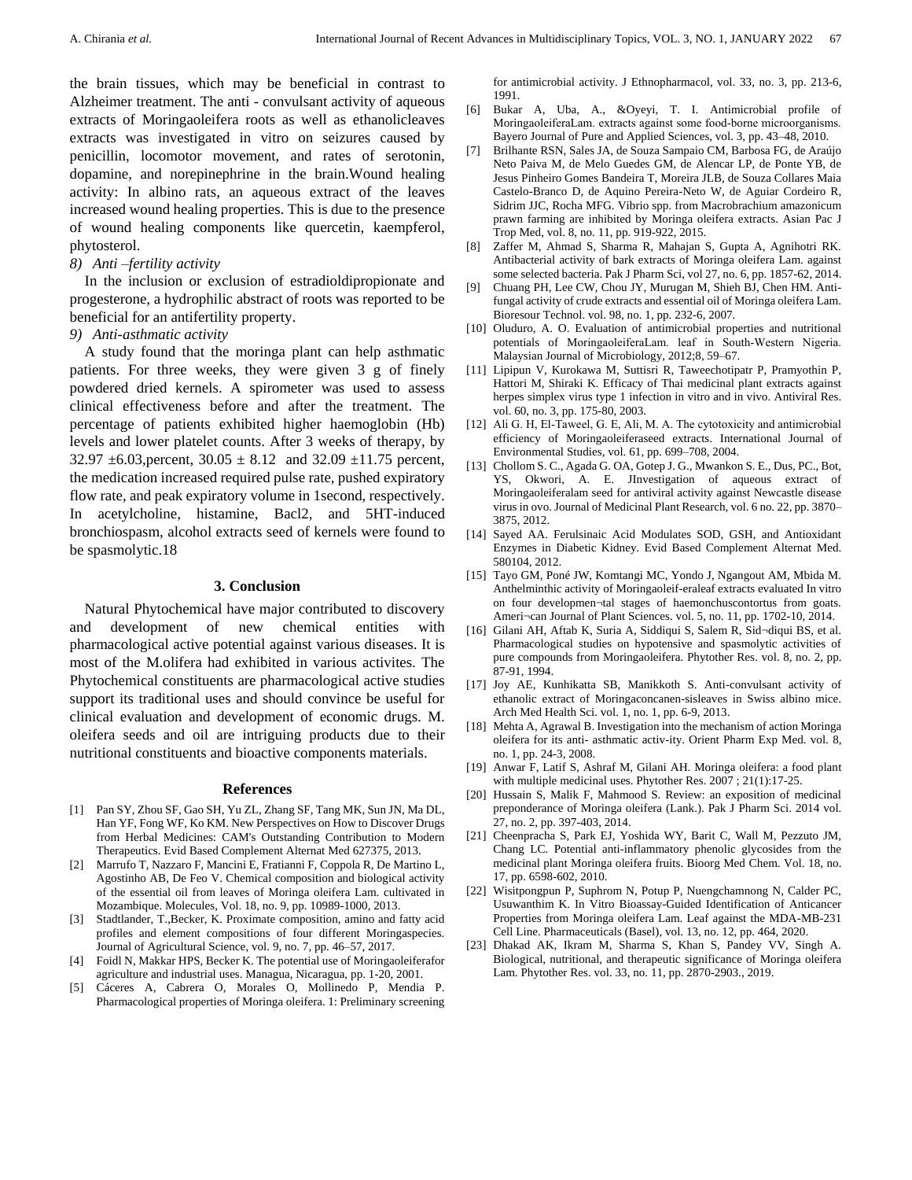the brain tissues, which may be beneficial in contrast to Alzheimer treatment. The anti - convulsant activity of aqueous extracts of Moringaoleifera roots as well as ethanolicleaves extracts was investigated in vitro on seizures caused by penicillin, locomotor movement, and rates of serotonin, dopamine, and norepinephrine in the brain.Wound healing activity: In albino rats, an aqueous extract of the leaves increased wound healing properties. This is due to the presence of wound healing components like quercetin, kaempferol, phytosterol.

*8) Anti –fertility activity*

In the inclusion or exclusion of estradioldipropionate and progesterone, a hydrophilic abstract of roots was reported to be beneficial for an antifertility property.

*9) Anti-asthmatic activity*

A study found that the moringa plant can help asthmatic patients. For three weeks, they were given 3 g of finely powdered dried kernels. A spirometer was used to assess clinical effectiveness before and after the treatment. The percentage of patients exhibited higher haemoglobin (Hb) levels and lower platelet counts. After 3 weeks of therapy, by 32.97 ±6.03,percent, 30.05 ± 8.12 and 32.09 ±11.75 percent, the medication increased required pulse rate, pushed expiratory flow rate, and peak expiratory volume in 1second, respectively. In acetylcholine, histamine, Bacl2, and 5HT-induced bronchiospasm, alcohol extracts seed of kernels were found to be spasmolytic.18

## 3. Conclusion

Natural Phytochemical have major contributed to discovery and development of new chemical entities with pharmacological active potential against various diseases. It is most of the M.olifera had exhibited in various activites. The Phytochemical constituents are pharmacological active studies support its traditional uses and should convince be useful for clinical evaluation and development of economic drugs. M. oleifera seeds and oil are intriguing products due to their nutritional constituents and bioactive components materials.

## References

[1] Pan SY, Zhou SF, Gao SH, Yu ZL, Zhang SF, Tang MK, Sun JN, Ma DL, Han YF, Fong WF, Ko KM. New Perspectives on How to Discover Drugs from Herbal Medicines: CAM's Outstanding Contribution to Modern Therapeutics. Evid Based Complement Alternat Med 627375, 2013.

[2] Marrufo T, Nazzaro F, Mancini E, Fratianni F, Coppola R, De Martino L, Agostinho AB, De Feo V. Chemical composition and biological activity of the essential oil from leaves of Moringa oleifera Lam. cultivated in Mozambique. Molecules, Vol. 18, no. 9, pp. 10989-1000, 2013.

[3] Stadtlander, T.,Becker, K. Proximate composition, amino and fatty acid profiles and element compositions of four different Moringaspecies. Journal of Agricultural Science, vol. 9, no. 7, pp. 46–57, 2017.

[4] Foidl N, Makkar HPS, Becker K. The potential use of Moringaoleiferafor agriculture and industrial uses. Managua, Nicaragua, pp. 1-20, 2001.

[5] Cáceres A, Cabrera O, Morales O, Mollinedo P, Mendia P. Pharmacological properties of Moringa oleifera. 1: Preliminary screening for antimicrobial activity. J Ethnopharmacol, vol. 33, no. 3, pp. 213-6, 1991.

[6] Bukar A, Uba, A., &Oyeyi, T. I. Antimicrobial profile of MoringaoleiferaLam. extracts against some food-borne microorganisms. Bayero Journal of Pure and Applied Sciences, vol. 3, pp. 43–48, 2010.

[7] Brilhante RSN, Sales JA, de Souza Sampaio CM, Barbosa FG, de Araújo Neto Paiva M, de Melo Guedes GM, de Alencar LP, de Ponte YB, de Jesus Pinheiro Gomes Bandeira T, Moreira JLB, de Souza Collares Maia Castelo-Branco D, de Aquino Pereira-Neto W, de Aguiar Cordeiro R, Sidrim JJC, Rocha MFG. Vibrio spp. from Macrobrachium amazonicum prawn farming are inhibited by Moringa oleifera extracts. Asian Pac J Trop Med, vol. 8, no. 11, pp. 919-922, 2015.

[8] Zaffer M, Ahmad S, Sharma R, Mahajan S, Gupta A, Agnihotri RK. Antibacterial activity of bark extracts of Moringa oleifera Lam. against some selected bacteria. Pak J Pharm Sci, vol 27, no. 6, pp. 1857-62, 2014.

[9] Chuang PH, Lee CW, Chou JY, Murugan M, Shieh BJ, Chen HM. Anti-fungal activity of crude extracts and essential oil of Moringa oleifera Lam. Bioresour Technol. vol. 98, no. 1, pp. 232-6, 2007.

[10] Oluduro, A. O. Evaluation of antimicrobial properties and nutritional potentials of MoringaoleiferaLam. leaf in South-Western Nigeria. Malaysian Journal of Microbiology, 2012;8, 59–67.

[11] Lipipun V, Kurokawa M, Suttisri R, Taweechotipatr P, Pramyothin P, Hattori M, Shiraki K. Efficacy of Thai medicinal plant extracts against herpes simplex virus type 1 infection in vitro and in vivo. Antiviral Res. vol. 60, no. 3, pp. 175-80, 2003.

[12] Ali G. H, El-Taweel, G. E, Ali, M. A. The cytotoxicity and antimicrobial efficiency of Moringaoleiferaseed extracts. International Journal of Environmental Studies, vol. 61, pp. 699–708, 2004.

[13] Chollom S. C., Agada G. OA, Gotep J. G., Mwankon S. E., Dus, PC., Bot, YS, Okwori, A. E. JInvestigation of aqueous extract of Moringaoleiferalam seed for antiviral activity against Newcastle disease virus in ovo. Journal of Medicinal Plant Research, vol. 6 no. 22, pp. 3870–3875, 2012.

[14] Sayed AA. Ferulsinaic Acid Modulates SOD, GSH, and Antioxidant Enzymes in Diabetic Kidney. Evid Based Complement Alternat Med. 580104, 2012.

[15] Tayo GM, Poné JW, Komtangi MC, Yondo J, Ngangout AM, Mbida M. Anthelminthic activity of Moringaoleif-eraleaf extracts evaluated In vitro on four developmen¬tal stages of haemonchuscontortus from goats. Ameri¬can Journal of Plant Sciences. vol. 5, no. 11, pp. 1702-10, 2014.

[16] Gilani AH, Aftab K, Suria A, Siddiqui S, Salem R, Sid¬diqui BS, et al. Pharmacological studies on hypotensive and spasmolytic activities of pure compounds from Moringaoleifera. Phytother Res. vol. 8, no. 2, pp. 87-91, 1994.

[17] Joy AE, Kunhikatta SB, Manikkoth S. Anti-convulsant activity of ethanolic extract of Moringaconcanen-sisleaves in Swiss albino mice. Arch Med Health Sci. vol. 1, no. 1, pp. 6-9, 2013.

[18] Mehta A, Agrawal B. Investigation into the mechanism of action Moringa oleifera for its anti- asthmatic activ-ity. Orient Pharm Exp Med. vol. 8, no. 1, pp. 24-3, 2008.

[19] Anwar F, Latif S, Ashraf M, Gilani AH. Moringa oleifera: a food plant with multiple medicinal uses. Phytother Res. 2007 ; 21(1):17-25.

[20] Hussain S, Malik F, Mahmood S. Review: an exposition of medicinal preponderance of Moringa oleifera (Lank.). Pak J Pharm Sci. 2014 vol. 27, no. 2, pp. 397-403, 2014.

[21] Cheenpracha S, Park EJ, Yoshida WY, Barit C, Wall M, Pezzuto JM, Chang LC. Potential anti-inflammatory phenolic glycosides from the medicinal plant Moringa oleifera fruits. Bioorg Med Chem. Vol. 18, no. 17, pp. 6598-602, 2010.

[22] Wisitpongpun P, Suphrom N, Potup P, Nuengchamnong N, Calder PC, Usuwanthim K. In Vitro Bioassay-Guided Identification of Anticancer Properties from Moringa oleifera Lam. Leaf against the MDA-MB-231 Cell Line. Pharmaceuticals (Basel), vol. 13, no. 12, pp. 464, 2020.

[23] Dhakad AK, Ikram M, Sharma S, Khan S, Pandey VV, Singh A. Biological, nutritional, and therapeutic significance of Moringa oleifera Lam. Phytother Res. vol. 33, no. 11, pp. 2870-2903., 2019.